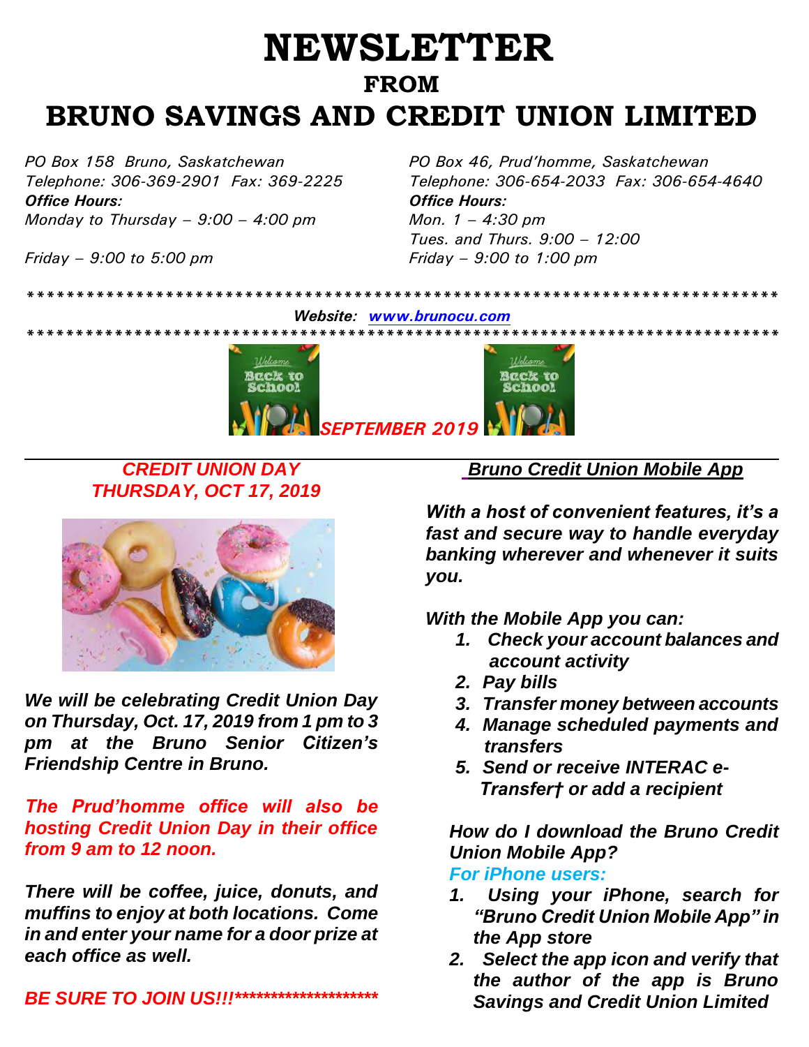# NEWSLETTER

## FROM

# BRUNO SAVINGS AND CREDIT UNION LIMITED

*PO Box 158 Bruno, Saskatchewan*
*Telephone: 306-369-2901 Fax: 369-2225*
***Office Hours:***
*Monday to Thursday – 9:00 – 4:00 pm*

*Friday – 9:00 to 5:00 pm*

*PO Box 46, Prud'homme, Saskatchewan*
*Telephone: 306-654-2033 Fax: 306-654-4640*
***Office Hours:***
*Mon. 1 – 4:30 pm*
*Tues. and Thurs. 9:00 – 12:00*
*Friday – 9:00 to 1:00 pm*

*****************************************************************************

***Website: www.brunocu.com***

*****************************************************************************

***SEPTEMBER 2019***

## *CREDIT UNION DAY THURSDAY, OCT 17, 2019*

***We will be celebrating Credit Union Day on Thursday, Oct. 17, 2019 from 1 pm to 3 pm at the Bruno Senior Citizen's Friendship Centre in Bruno.***

***The Prud'homme office will also be hosting Credit Union Day in their office from 9 am to 12 noon.***

***There will be coffee, juice, donuts, and muffins to enjoy at both locations. Come in and enter your name for a door prize at each office as well.***

***BE SURE TO JOIN US!!!********************

## *Bruno Credit Union Mobile App*

***With a host of convenient features, it's a fast and secure way to handle everyday banking wherever and whenever it suits you.***

***With the Mobile App you can:***

1. ***Check your account balances and account activity***
2. ***Pay bills***
3. ***Transfer money between accounts***
4. ***Manage scheduled payments and transfers***
5. ***Send or receive INTERAC e-Transfer† or add a recipient***

***How do I download the Bruno Credit Union Mobile App?***

***For iPhone users:***

1. ***Using your iPhone, search for "Bruno Credit Union Mobile App" in the App store***
2. ***Select the app icon and verify that the author of the app is Bruno Savings and Credit Union Limited***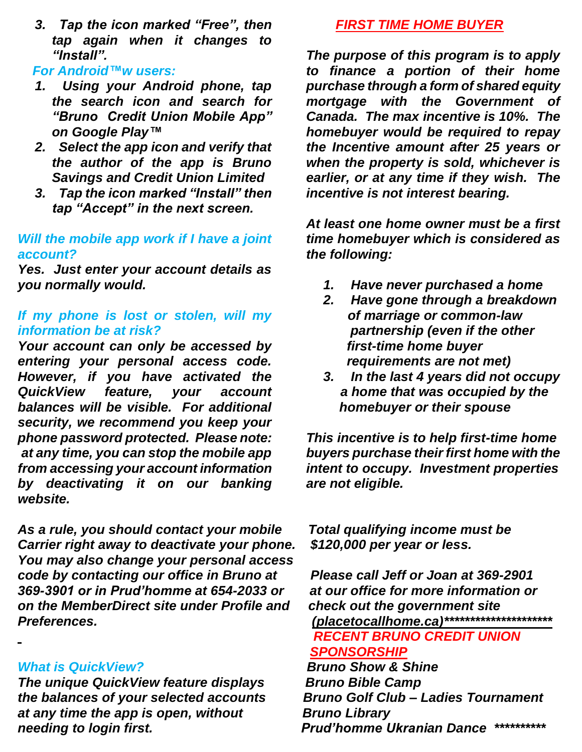3. ***Tap the icon marked "Free", then tap again when it changes to "Install".***

***For Android™w users:***

1. ***Using your Android phone, tap the search icon and search for "Bruno Credit Union Mobile App" on Google Play™***
2. ***Select the app icon and verify that the author of the app is Bruno Savings and Credit Union Limited***
3. ***Tap the icon marked "Install" then tap "Accept" in the next screen.***

***Will the mobile app work if I have a joint account?***

***Yes. Just enter your account details as you normally would.***

***If my phone is lost or stolen, will my information be at risk?***

***Your account can only be accessed by entering your personal access code. However, if you have activated the QuickView feature, your account balances will be visible. For additional security, we recommend you keep your phone password protected. Please note: at any time, you can stop the mobile app from accessing your account information by deactivating it on our banking website.***

***As a rule, you should contact your mobile Carrier right away to deactivate your phone. You may also change your personal access code by contacting our office in Bruno at 369-3901 or in Prud'homme at 654-2033 or on the MemberDirect site under Profile and Preferences.***

***What is QuickView?***

***The unique QuickView feature displays the balances of your selected accounts at any time the app is open, without needing to login first.***

***FIRST TIME HOME BUYER***

***The purpose of this program is to apply to finance a portion of their home purchase through a form of shared equity mortgage with the Government of Canada. The max incentive is 10%. The homebuyer would be required to repay the Incentive amount after 25 years or when the property is sold, whichever is earlier, or at any time if they wish. The incentive is not interest bearing.***

***At least one home owner must be a first time homebuyer which is considered as the following:***

1. ***Have never purchased a home***
2. ***Have gone through a breakdown of marriage or common-law partnership (even if the other first-time home buyer requirements are not met)***
3. ***In the last 4 years did not occupy a home that was occupied by the homebuyer or their spouse***

***This incentive is to help first-time home buyers purchase their first home with the intent to occupy. Investment properties are not eligible.***

***Total qualifying income must be $120,000 per year or less.***

***Please call Jeff or Joan at 369-2901 at our office for more information or check out the government site (placetocallhome.ca)*********************

***RECENT BRUNO CREDIT UNION SPONSORSHIP***

***Bruno Show & Shine***
***Bruno Bible Camp***
***Bruno Golf Club – Ladies Tournament***
***Bruno Library***
***Prud'homme Ukranian Dance \*\*\*\*\*\*\*\*\*\****